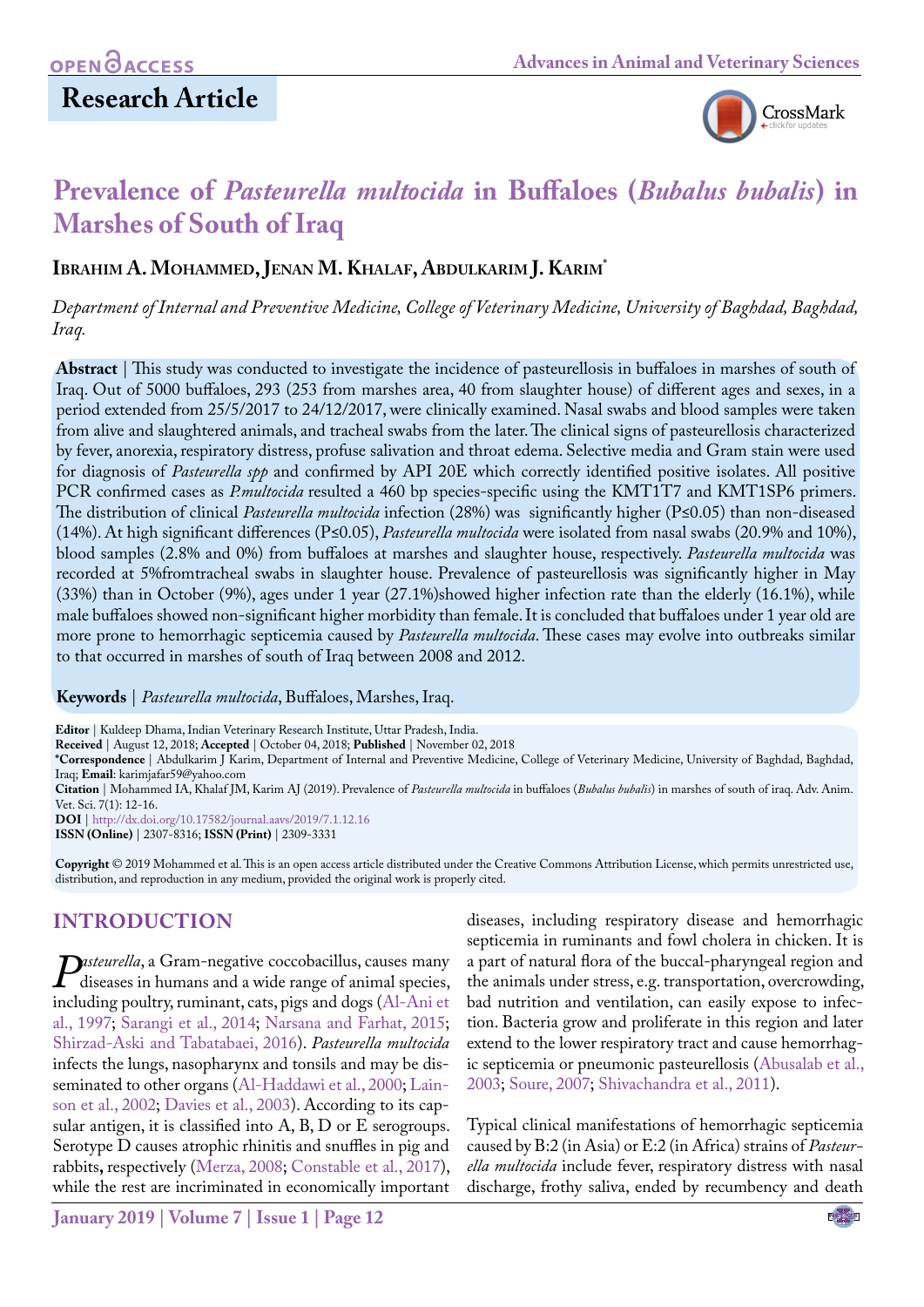OPEN ACCESS

## Research Article

# Prevalence of *Pasteurella multocida* in Buffaloes (*Bubalus bubalis*) in Marshes of South of Iraq

**Ibrahim A. Mohammed, Jenan M. Khalaf, Abdulkarim J. Karim***

*Department of Internal and Preventive Medicine, College of Veterinary Medicine, University of Baghdad, Baghdad, Iraq.*

**Abstract** | This study was conducted to investigate the incidence of pasteurellosis in buffaloes in marshes of south of Iraq. Out of 5000 buffaloes, 293 (253 from marshes area, 40 from slaughter house) of different ages and sexes, in a period extended from 25/5/2017 to 24/12/2017, were clinically examined. Nasal swabs and blood samples were taken from alive and slaughtered animals, and tracheal swabs from the later. The clinical signs of pasteurellosis characterized by fever, anorexia, respiratory distress, profuse salivation and throat edema. Selective media and Gram stain were used for diagnosis of *Pasteurella spp* and confirmed by API 20E which correctly identified positive isolates. All positive PCR confirmed cases as *P.multocida* resulted a 460 bp species-specific using the KMT1T7 and KMT1SP6 primers. The distribution of clinical *Pasteurella multocida* infection (28%) was significantly higher ($P \leq 0.05$) than non-diseased (14%). At high significant differences ($P \leq 0.05$), *Pasteurella multocida* were isolated from nasal swabs (20.9% and 10%), blood samples (2.8% and 0%) from buffaloes at marshes and slaughter house, respectively. *Pasteurella multocida* was recorded at 5%fromtracheal swabs in slaughter house. Prevalence of pasteurellosis was significantly higher in May (33%) than in October (9%), ages under 1 year (27.1%)showed higher infection rate than the elderly (16.1%), while male buffaloes showed non-significant higher morbidity than female. It is concluded that buffaloes under 1 year old are more prone to hemorrhagic septicemia caused by *Pasteurella multocida*. These cases may evolve into outbreaks similar to that occurred in marshes of south of Iraq between 2008 and 2012.

**Keywords** | *Pasteurella multocida*, Buffaloes, Marshes, Iraq.

**Editor** | Kuldeep Dhama, Indian Veterinary Research Institute, Uttar Pradesh, India.
**Received** | August 12, 2018; **Accepted** | October 04, 2018; **Published** | November 02, 2018
***Correspondence** | Abdulkarim J Karim, Department of Internal and Preventive Medicine, College of Veterinary Medicine, University of Baghdad, Baghdad, Iraq; **Email**: karimjafar59@yahoo.com
**Citation** | Mohammed IA, Khalaf JM, Karim AJ (2019). Prevalence of *Pasteurella multocida* in buffaloes (*Bubalus bubalis*) in marshes of south of iraq. Adv. Anim. Vet. Sci. 7(1): 12-16.
**DOI** | http://dx.doi.org/10.17582/journal.aavs/2019/7.1.12.16
**ISSN (Online)** | 2307-8316; **ISSN (Print)** | 2309-3331

**Copyright** © 2019 Mohammed et al. This is an open access article distributed under the Creative Commons Attribution License, which permits unrestricted use, distribution, and reproduction in any medium, provided the original work is properly cited.

## INTRODUCTION

*Pasteurella*, a Gram-negative coccobacillus, causes many diseases in humans and a wide range of animal species, including poultry, ruminant, cats, pigs and dogs (Al-Ani et al., 1997; Sarangi et al., 2014; Narsana and Farhat, 2015; Shirzad-Aski and Tabatabaei, 2016). *Pasteurella multocida* infects the lungs, nasopharynx and tonsils and may be disseminated to other organs (Al-Haddawi et al., 2000; Lainson et al., 2002; Davies et al., 2003). According to its capsular antigen, it is classified into A, B, D or E serogroups. Serotype D causes atrophic rhinitis and snuffles in pig and rabbits, respectively (Merza, 2008; Constable et al., 2017), while the rest are incriminated in economically important diseases, including respiratory disease and hemorrhagic septicemia in ruminants and fowl cholera in chicken. It is a part of natural flora of the buccal-pharyngeal region and the animals under stress, e.g. transportation, overcrowding, bad nutrition and ventilation, can easily expose to infection. Bacteria grow and proliferate in this region and later extend to the lower respiratory tract and cause hemorrhagic septicemia or pneumonic pasteurellosis (Abusalab et al., 2003; Soure, 2007; Shivachandra et al., 2011).

Typical clinical manifestations of hemorrhagic septicemia caused by B:2 (in Asia) or E:2 (in Africa) strains of *Pasteurella multocida* include fever, respiratory distress with nasal discharge, frothy saliva, ended by recumbency and death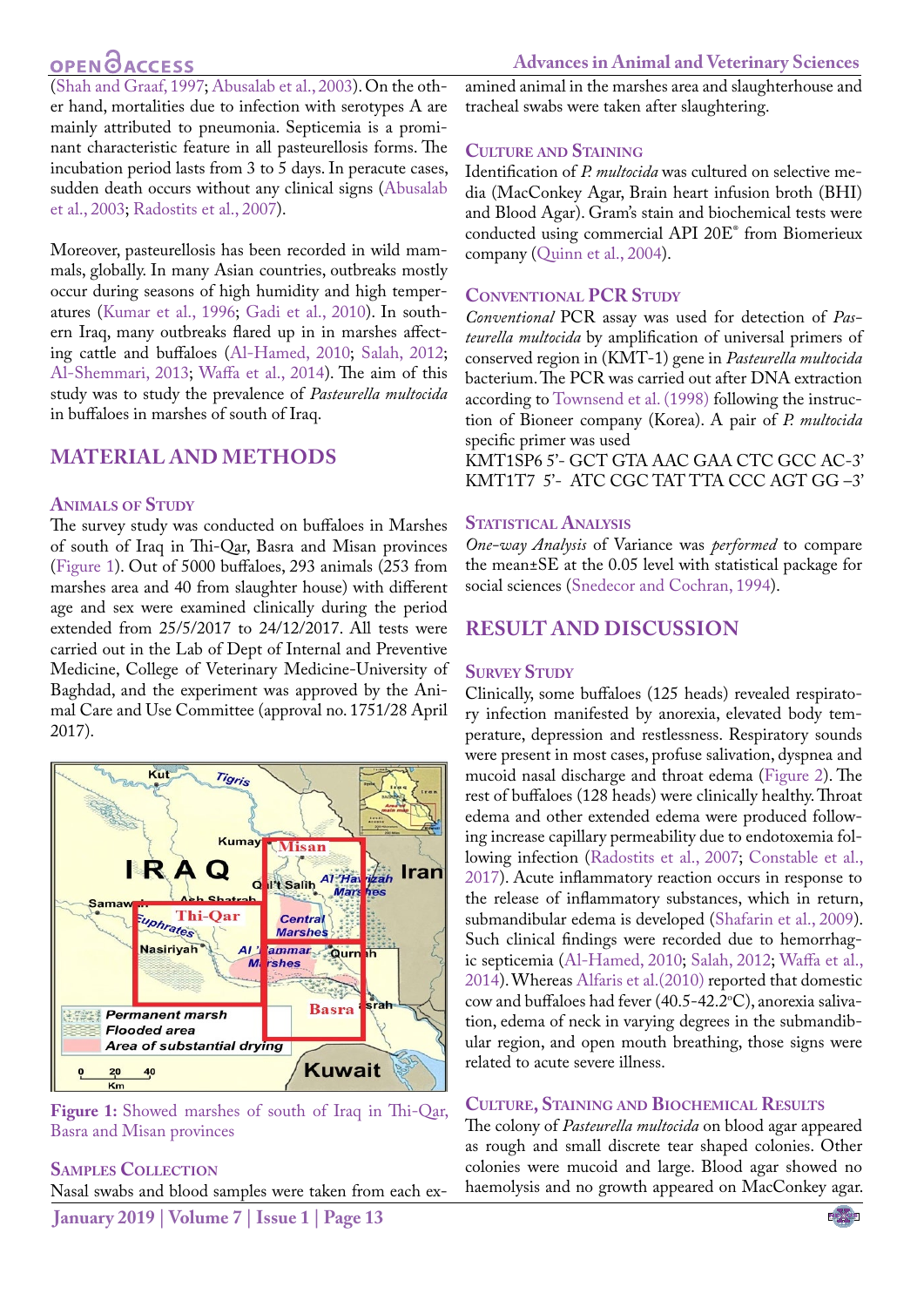(Shah and Graaf, 1997; Abusalab et al., 2003). On the other hand, mortalities due to infection with serotypes A are mainly attributed to pneumonia. Septicemia is a prominant characteristic feature in all pasteurellosis forms. The incubation period lasts from 3 to 5 days. In peracute cases, sudden death occurs without any clinical signs (Abusalab et al., 2003; Radostits et al., 2007).

Moreover, pasteurellosis has been recorded in wild mammals, globally. In many Asian countries, outbreaks mostly occur during seasons of high humidity and high temperatures (Kumar et al., 1996; Gadi et al., 2010). In southern Iraq, many outbreaks flared up in in marshes affecting cattle and buffaloes (Al-Hamed, 2010; Salah, 2012; Al-Shemmari, 2013; Waffa et al., 2014). The aim of this study was to study the prevalence of *Pasteurella multocida* in buffaloes in marshes of south of Iraq.

## MATERIAL AND METHODS

### Animals of Study

The survey study was conducted on buffaloes in Marshes of south of Iraq in Thi-Qar, Basra and Misan provinces (Figure 1). Out of 5000 buffaloes, 293 animals (253 from marshes area and 40 from slaughter house) with different age and sex were examined clinically during the period extended from 25/5/2017 to 24/12/2017. All tests were carried out in the Lab of Dept of Internal and Preventive Medicine, College of Veterinary Medicine-University of Baghdad, and the experiment was approved by the Animal Care and Use Committee (approval no. 1751/28 April 2017).

**Figure 1:** Showed marshes of south of Iraq in Thi-Qar, Basra and Misan provinces

### Samples Collection

Nasal swabs and blood samples were taken from each examined animal in the marshes area and slaughterhouse and tracheal swabs were taken after slaughtering.

### Culture and Staining

Identification of *P. multocida* was cultured on selective media (MacConkey Agar, Brain heart infusion broth (BHI) and Blood Agar). Gram's stain and biochemical tests were conducted using commercial API 20E® from Biomerieux company (Quinn et al., 2004).

### Conventional PCR Study

*Conventional* PCR assay was used for detection of *Pasteurella multocida* by amplification of universal primers of conserved region in (KMT-1) gene in *Pasteurella multocida* bacterium. The PCR was carried out after DNA extraction according to Townsend et al. (1998) following the instruction of Bioneer company (Korea). A pair of *P. multocida* specific primer was used

KMT1SP6 5'- GCT GTA AAC GAA CTC GCC AC-3'
KMT1T7 5'- ATC CGC TAT TTA CCC AGT GG –3'

### Statistical Analysis

*One-way Analysis* of Variance was *performed* to compare the mean±SE at the 0.05 level with statistical package for social sciences (Snedecor and Cochran, 1994).

## RESULT AND DISCUSSION

### Survey Study

Clinically, some buffaloes (125 heads) revealed respiratory infection manifested by anorexia, elevated body temperature, depression and restlessness. Respiratory sounds were present in most cases, profuse salivation, dyspnea and mucoid nasal discharge and throat edema (Figure 2). The rest of buffaloes (128 heads) were clinically healthy. Throat edema and other extended edema were produced following increase capillary permeability due to endotoxemia following infection (Radostits et al., 2007; Constable et al., 2017). Acute inflammatory reaction occurs in response to the release of inflammatory substances, which in return, submandibular edema is developed (Shafarin et al., 2009). Such clinical findings were recorded due to hemorrhagic septicemia (Al-Hamed, 2010; Salah, 2012; Waffa et al., 2014). Whereas Alfaris et al.(2010) reported that domestic cow and buffaloes had fever (40.5-42.2°C), anorexia salivation, edema of neck in varying degrees in the submandibular region, and open mouth breathing, those signs were related to acute severe illness.

### Culture, Staining and Biochemical Results

The colony of *Pasteurella multocida* on blood agar appeared as rough and small discrete tear shaped colonies. Other colonies were mucoid and large. Blood agar showed no haemolysis and no growth appeared on MacConkey agar.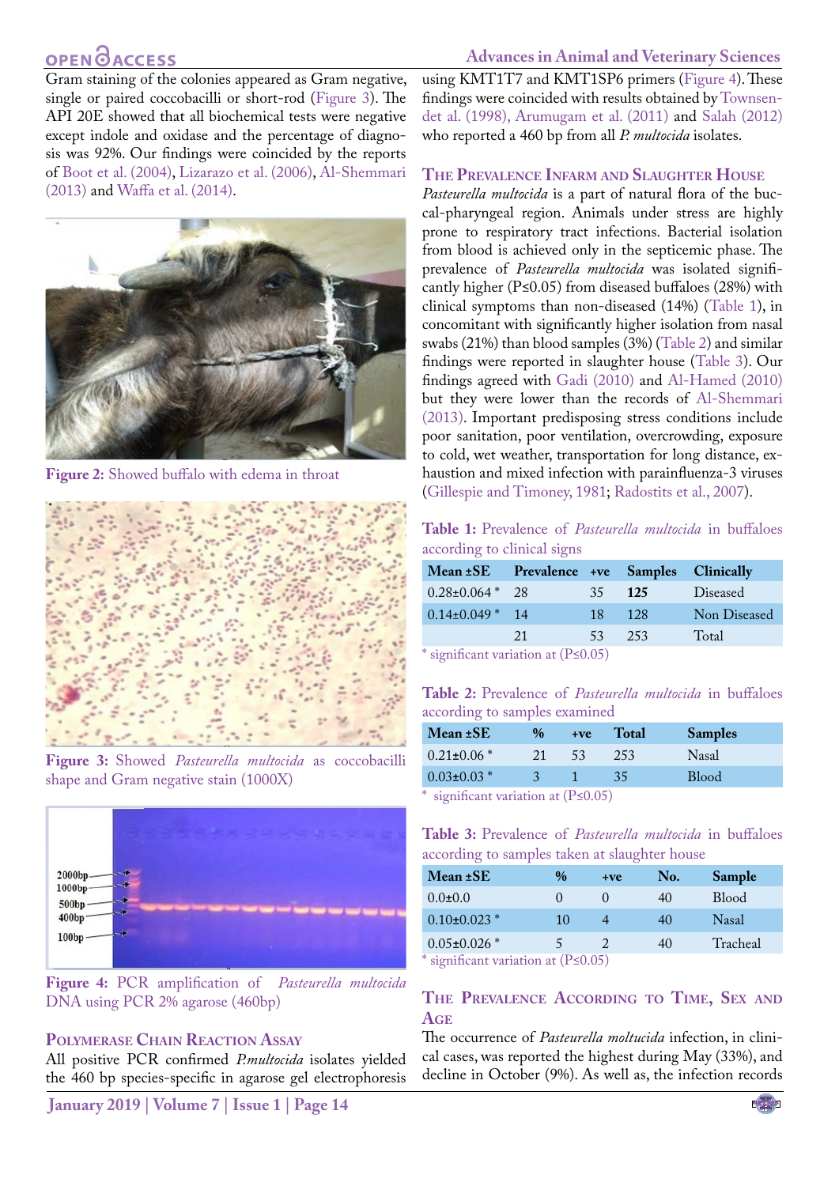Gram staining of the colonies appeared as Gram negative, single or paired coccobacilli or short-rod (Figure 3). The API 20E showed that all biochemical tests were negative except indole and oxidase and the percentage of diagnosis was 92%. Our findings were coincided by the reports of Boot et al. (2004), Lizarazo et al. (2006), Al-Shemmari (2013) and Waffa et al. (2014).

**Figure 2:** Showed buffalo with edema in throat

**Figure 3:** Showed *Pasteurella multocida* as coccobacilli shape and Gram negative stain (1000X)

**Figure 4:** PCR amplification of *Pasteurella multocida* DNA using PCR 2% agarose (460bp)

## Polymerase Chain Reaction Assay

All positive PCR confirmed *P.multocida* isolates yielded the 460 bp species-specific in agarose gel electrophoresis using KMT1T7 and KMT1SP6 primers (Figure 4). These findings were coincided with results obtained by Townsendet al. (1998), Arumugam et al. (2011) and Salah (2012) who reported a 460 bp from all *P. multocida* isolates.

## The Prevalence Infarm and Slaughter House

*Pasteurella multocida* is a part of natural flora of the buccal-pharyngeal region. Animals under stress are highly prone to respiratory tract infections. Bacterial isolation from blood is achieved only in the septicemic phase. The prevalence of *Pasteurella multocida* was isolated significantly higher ($P \leq 0.05$) from diseased buffaloes (28%) with clinical symptoms than non-diseased (14%) (Table 1), in concomitant with significantly higher isolation from nasal swabs (21%) than blood samples (3%) (Table 2) and similar findings were reported in slaughter house (Table 3). Our findings agreed with Gadi (2010) and Al-Hamed (2010) but they were lower than the records of Al-Shemmari (2013). Important predisposing stress conditions include poor sanitation, poor ventilation, overcrowding, exposure to cold, wet weather, transportation for long distance, exhaustion and mixed infection with parainfluenza-3 viruses (Gillespie and Timoney, 1981; Radostits et al., 2007).

**Table 1:** Prevalence of *Pasteurella multocida* in buffaloes according to clinical signs

| Mean ±SE | Prevalence | +ve | Samples | Clinically |
|---|---|---|---|---|
| 0.28±0.064 * | 28 | 35 | **125** | Diseased |
| 0.14±0.049 * | 14 | 18 | 128 | Non Diseased |
| | 21 | 53 | 253 | Total |

* significant variation at ($P \leq 0.05$)

**Table 2:** Prevalence of *Pasteurella multocida* in buffaloes according to samples examined

| Mean ±SE | % | +ve | Total | Samples |
|---|---|---|---|---|
| 0.21±0.06 * | 21 | 53 | 253 | Nasal |
| 0.03±0.03 * | 3 | 1 | 35 | Blood |

* significant variation at ($P \leq 0.05$)

**Table 3:** Prevalence of *Pasteurella multocida* in buffaloes according to samples taken at slaughter house

| Mean ±SE | % | +ve | No. | Sample |
|---|---|---|---|---|
| 0.0±0.0 | 0 | 0 | 40 | Blood |
| 0.10±0.023 * | 10 | 4 | 40 | Nasal |
| 0.05±0.026 * | 5 | 2 | 40 | Tracheal |

* significant variation at ($P \leq 0.05$)

## The Prevalence According to Time, Sex and Age

The occurrence of *Pasteurella moltucida* infection, in clinical cases, was reported the highest during May (33%), and decline in October (9%). As well as, the infection records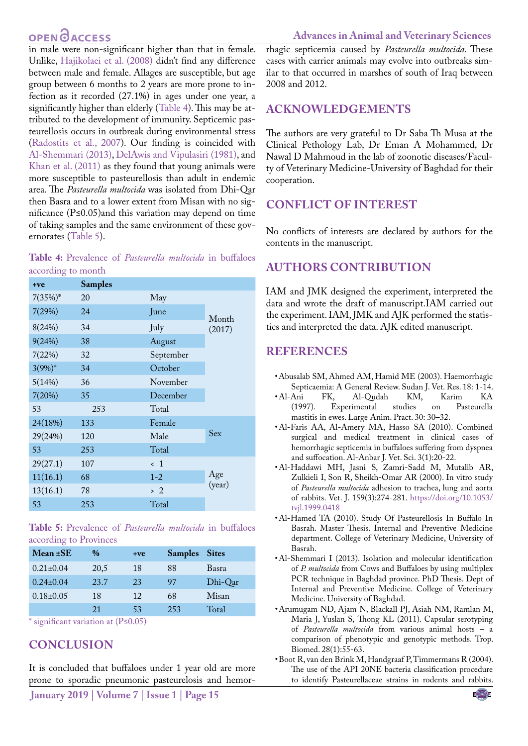in male were non-significant higher than that in female. Unlike, Hajikolaei et al. (2008) didn't find any difference between male and female. Allages are susceptible, but age group between 6 months to 2 years are more prone to infection as it recorded (27.1%) in ages under one year, a significantly higher than elderly (Table 4). This may be attributed to the development of immunity. Septicemic pasteurellosis occurs in outbreak during environmental stress (Radostits et al., 2007). Our finding is coincided with Al-Shemmari (2013), DelAwis and Vipulasiri (1981), and Khan et al. (2011) as they found that young animals were more susceptible to pasteurellosis than adult in endemic area. The *Pasteurella multocida* was isolated from Dhi-Qar then Basra and to a lower extent from Misan with no significance (P≤0.05)and this variation may depend on time of taking samples and the same environment of these governorates (Table 5).

**Table 4:** Prevalence of *Pasteurella multocida* in buffaloes according to month

| +ve | Samples | | |
|---|---|---|---|
| 7(35%)* | 20 | May | Month (2017) |
| 7(29%) | 24 | June | |
| 8(24%) | 34 | July | |
| 9(24%) | 38 | August | |
| 7(22%) | 32 | September | |
| 3(9%)* | 34 | October | |
| 5(14%) | 36 | November | |
| 7(20%) | 35 | December | |
| 53 | 253 | Total | |
| 24(18%) | 133 | Female | Sex |
| 29(24%) | 120 | Male | |
| 53 | 253 | Total | |
| 29(27.1) | 107 | < 1 | Age (year) |
| 11(16.1) | 68 | 1-2 | |
| 13(16.1) | 78 | > 2 | |
| 53 | 253 | Total | |

**Table 5:** Prevalence of *Pasteurella multocida* in buffaloes according to Provinces

| Mean ±SE | % | +ve | Samples | Sites |
|---|---|---|---|---|
| 0.21±0.04 | 20,5 | 18 | 88 | Basra |
| 0.24±0.04 | 23.7 | 23 | 97 | Dhi-Qar |
| 0.18±0.05 | 18 | 12 | 68 | Misan |
| | 21 | 53 | 253 | Total |

\* significant variation at (P≤0.05)

## CONCLUSION

It is concluded that buffaloes under 1 year old are more prone to sporadic pneumonic pasteurelosis and hemorrhagic septicemia caused by *Pasteurella multocida*. These cases with carrier animals may evolve into outbreaks similar to that occurred in marshes of south of Iraq between 2008 and 2012.

## ACKNOWLEDGEMENTS

The authors are very grateful to Dr Saba Th Musa at the Clinical Pethology Lab, Dr Eman A Mohammed, Dr Nawal D Mahmoud in the lab of zoonotic diseases/Faculty of Veterinary Medicine-University of Baghdad for their cooperation.

## CONFLICT OF INTEREST

No conflicts of interests are declared by authors for the contents in the manuscript.

## AUTHORS CONTRIBUTION

IAM and JMK designed the experiment, interpreted the data and wrote the draft of manuscript.IAM carried out the experiment. IAM, JMK and AJK performed the statistics and interpreted the data. AJK edited manuscript.

## REFERENCES

- Abusalab SM, Ahmed AM, Hamid ME (2003). Haemorrhagic Septicaemia: A General Review. Sudan J. Vet. Res. 18: 1-14.
- Al-Ani FK, Al-Qudah KM, Karim KA (1997). Experimental studies on Pasteurella mastitis in ewes. Large Anim. Pract. 30: 30–32.
- Al-Faris AA, Al-Amery MA, Hasso SA (2010). Combined surgical and medical treatment in clinical cases of hemorrhagic septicemia in buffaloes suffering from dyspnea and suffocation. Al-Anbar J. Vet. Sci. 3(1):20-22.
- Al-Haddawi MH, Jasni S, Zamri-Sadd M, Mutalib AR, Zulkieli I, Son R, Sheikh-Omar AR (2000). In vitro study of *Pasteurella multocida* adhesion to trachea, lung and aorta of rabbits. Vet. J. 159(3):274-281. https://doi.org/10.1053/tvjl.1999.0418
- Al-Hamed TA (2010). Study Of Pasteurellosis In Buffalo In Basrah. Master Thesis. Internal and Preventive Medicine department. College of Veterinary Medicine, University of Basrah.
- Al-Shemmari I (2013). Isolation and molecular identification of *P. multocida* from Cows and Buffaloes by using multiplex PCR technique in Baghdad province. PhD Thesis. Dept of Internal and Preventive Medicine. College of Veterinary Medicine. University of Baghdad.
- Arumugam ND, Ajam N, Blackall PJ, Asiah NM, Ramlan M, Maria J, Yuslan S, Thong KL (2011). Capsular serotyping of *Pasteurella multocida* from various animal hosts – a comparison of phenotypic and genotypic methods. Trop. Biomed. 28(1):55-63.
- Boot R, van den Brink M, Handgraaf P, Timmermans R (2004). The use of the API 20NE bacteria classification procedure to identify Pasteurellaceae strains in rodents and rabbits.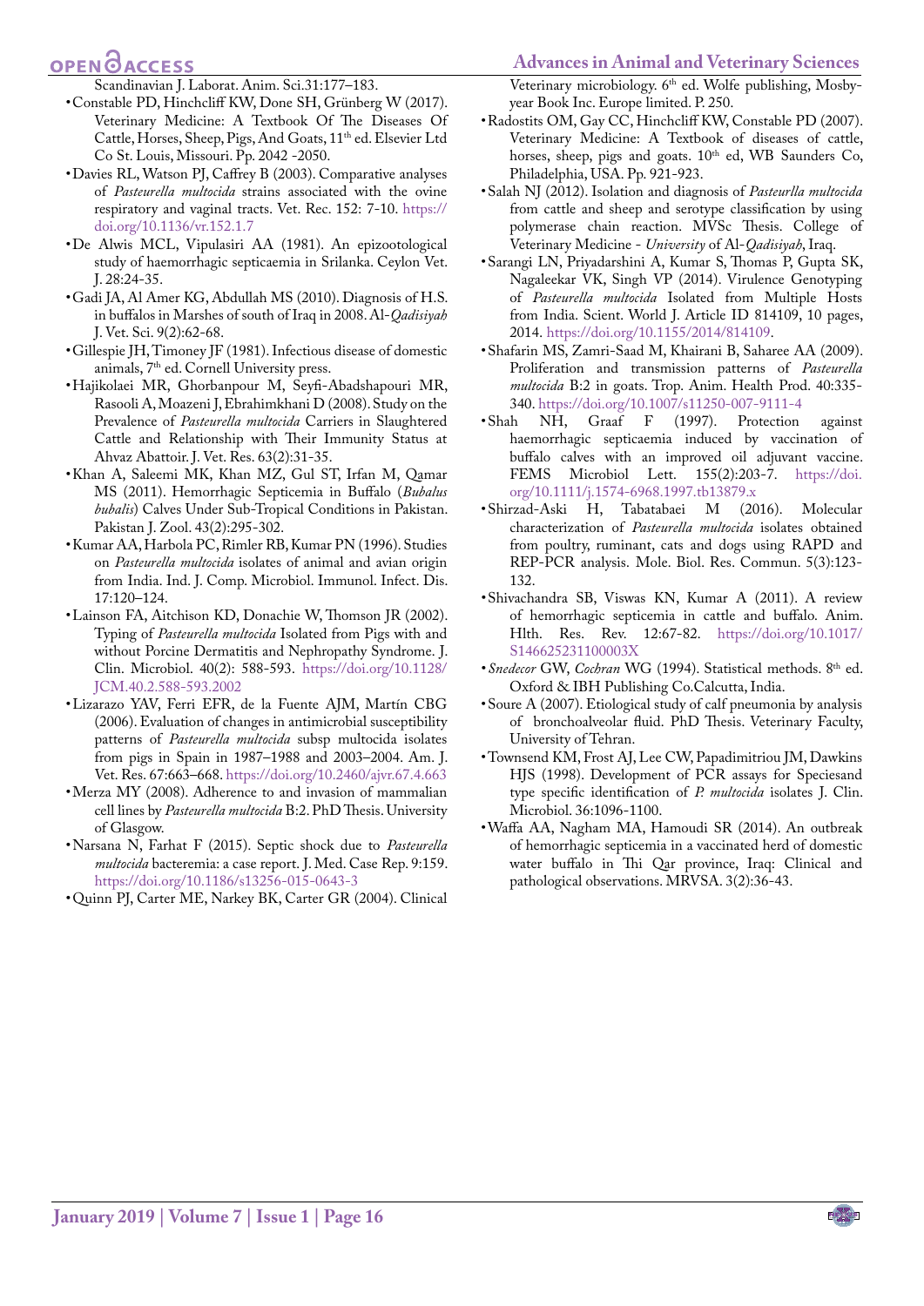Scandinavian J. Laborat. Anim. Sci.31:177–183.

- Constable PD, Hinchcliff KW, Done SH, Grünberg W (2017). Veterinary Medicine: A Textbook Of The Diseases Of Cattle, Horses, Sheep, Pigs, And Goats, 11th ed. Elsevier Ltd Co St. Louis, Missouri. Pp. 2042 -2050.
- Davies RL, Watson PJ, Caffrey B (2003). Comparative analyses of *Pasteurella multocida* strains associated with the ovine respiratory and vaginal tracts. Vet. Rec. 152: 7-10. https://doi.org/10.1136/vr.152.1.7
- De Alwis MCL, Vipulasiri AA (1981). An epizootological study of haemorrhagic septicaemia in Srilanka. Ceylon Vet. J. 28:24-35.
- Gadi JA, Al Amer KG, Abdullah MS (2010). Diagnosis of H.S. in buffalos in Marshes of south of Iraq in 2008. Al-*Qadisiyah* J. Vet. Sci. 9(2):62-68.
- Gillespie JH, Timoney JF (1981). Infectious disease of domestic animals, 7th ed. Cornell University press.
- Hajikolaei MR, Ghorbanpour M, Seyfi-Abadshapouri MR, Rasooli A, Moazeni J, Ebrahimkhani D (2008). Study on the Prevalence of *Pasteurella multocida* Carriers in Slaughtered Cattle and Relationship with Their Immunity Status at Ahvaz Abattoir. J. Vet. Res. 63(2):31-35.
- Khan A, Saleemi MK, Khan MZ, Gul ST, Irfan M, Qamar MS (2011). Hemorrhagic Septicemia in Buffalo (*Bubalus bubalis*) Calves Under Sub-Tropical Conditions in Pakistan. Pakistan J. Zool. 43(2):295-302.
- Kumar AA, Harbola PC, Rimler RB, Kumar PN (1996). Studies on *Pasteurella multocida* isolates of animal and avian origin from India. Ind. J. Comp. Microbiol. Immunol. Infect. Dis. 17:120–124.
- Lainson FA, Aitchison KD, Donachie W, Thomson JR (2002). Typing of *Pasteurella multocida* Isolated from Pigs with and without Porcine Dermatitis and Nephropathy Syndrome. J. Clin. Microbiol. 40(2): 588-593. https://doi.org/10.1128/JCM.40.2.588-593.2002
- Lizarazo YAV, Ferri EFR, de la Fuente AJM, Martín CBG (2006). Evaluation of changes in antimicrobial susceptibility patterns of *Pasteurella multocida* subsp multocida isolates from pigs in Spain in 1987–1988 and 2003–2004. Am. J. Vet. Res. 67:663–668. https://doi.org/10.2460/ajvr.67.4.663
- Merza MY (2008). Adherence to and invasion of mammalian cell lines by *Pasteurella multocida* B:2. PhD Thesis. University of Glasgow.
- Narsana N, Farhat F (2015). Septic shock due to *Pasteurella multocida* bacteremia: a case report. J. Med. Case Rep. 9:159. https://doi.org/10.1186/s13256-015-0643-3
- Quinn PJ, Carter ME, Narkey BK, Carter GR (2004). Clinical Veterinary microbiology. 6th ed. Wolfe publishing, Mosby-year Book Inc. Europe limited. P. 250.
- Radostits OM, Gay CC, Hinchcliff KW, Constable PD (2007). Veterinary Medicine: A Textbook of diseases of cattle, horses, sheep, pigs and goats. 10th ed, WB Saunders Co, Philadelphia, USA. Pp. 921-923.
- Salah NJ (2012). Isolation and diagnosis of *Pasteurlla multocida* from cattle and sheep and serotype classification by using polymerase chain reaction. MVSc Thesis. College of Veterinary Medicine - *University* of Al-*Qadisiyah*, Iraq.
- Sarangi LN, Priyadarshini A, Kumar S, Thomas P, Gupta SK, Nagaleekar VK, Singh VP (2014). Virulence Genotyping of *Pasteurella multocida* Isolated from Multiple Hosts from India. Scient. World J. Article ID 814109, 10 pages, 2014. https://doi.org/10.1155/2014/814109.
- Shafarin MS, Zamri-Saad M, Khairani B, Saharee AA (2009). Proliferation and transmission patterns of *Pasteurella multocida* B:2 in goats. Trop. Anim. Health Prod. 40:335-340. https://doi.org/10.1007/s11250-007-9111-4
- Shah NH, Graaf F (1997). Protection against haemorrhagic septicaemia induced by vaccination of buffalo calves with an improved oil adjuvant vaccine. FEMS Microbiol Lett. 155(2):203-7. https://doi.org/10.1111/j.1574-6968.1997.tb13879.x
- Shirzad-Aski H, Tabatabaei M (2016). Molecular characterization of *Pasteurella multocida* isolates obtained from poultry, ruminant, cats and dogs using RAPD and REP-PCR analysis. Mole. Biol. Res. Commun. 5(3):123-132.
- Shivachandra SB, Viswas KN, Kumar A (2011). A review of hemorrhagic septicemia in cattle and buffalo. Anim. Hlth. Res. Rev. 12:67-82. https://doi.org/10.1017/S146625231100003X
- *Snedecor* GW, *Cochran* WG (1994). Statistical methods. 8th ed. Oxford & IBH Publishing Co.Calcutta, India.
- Soure A (2007). Etiological study of calf pneumonia by analysis of bronchoalveolar fluid. PhD Thesis. Veterinary Faculty, University of Tehran.
- Townsend KM, Frost AJ, Lee CW, Papadimitriou JM, Dawkins HJS (1998). Development of PCR assays for Speciesand type specific identification of *P. multocida* isolates J. Clin. Microbiol. 36:1096-1100.
- Waffa AA, Nagham MA, Hamoudi SR (2014). An outbreak of hemorrhagic septicemia in a vaccinated herd of domestic water buffalo in Thi Qar province, Iraq: Clinical and pathological observations. MRVSA. 3(2):36-43.